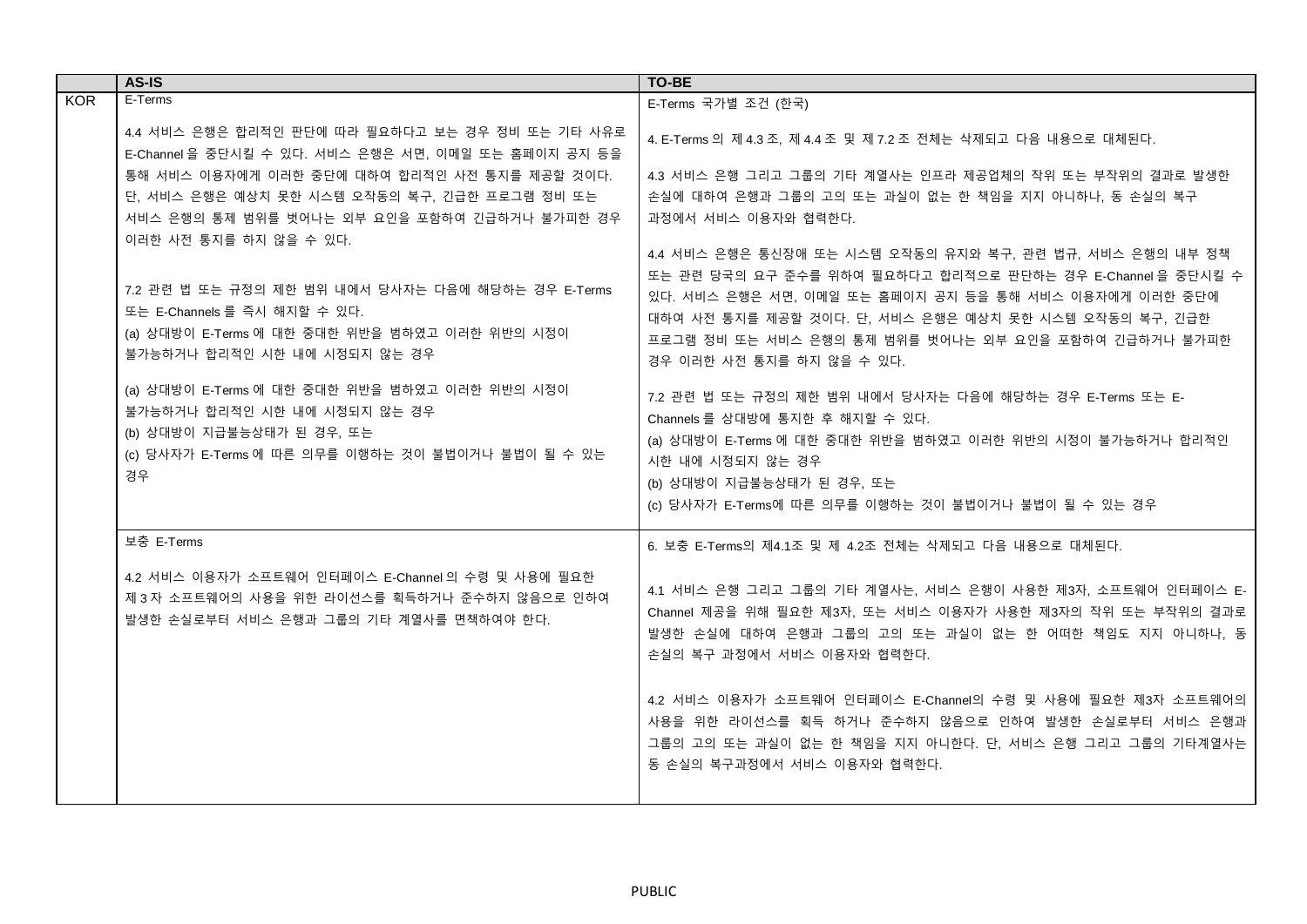| | AS-IS | TO-BE |
|---|---|---|
| KOR | E-Terms<br><br>4.4 서비스 은행은 합리적인 판단에 따라 필요하다고 보는 경우 정비 또는 기타 사유로 E-Channel 을 중단시킬 수 있다. 서비스 은행은 서면, 이메일 또는 홈페이지 공지 등을 통해 서비스 이용자에게 이러한 중단에 대하여 합리적인 사전 통지를 제공할 것이다. 단, 서비스 은행은 예상치 못한 시스템 오작동의 복구, 긴급한 프로그램 정비 또는 서비스 은행의 통제 범위를 벗어나는 외부 요인을 포함하여 긴급하거나 불가피한 경우 이러한 사전 통지를 하지 않을 수 있다.<br><br>7.2 관련 법 또는 규정의 제한 범위 내에서 당사자는 다음에 해당하는 경우 E-Terms 또는 E-Channels 를 즉시 해지할 수 있다.<br>(a) 상대방이 E-Terms 에 대한 중대한 위반을 범하였고 이러한 위반의 시정이 불가능하거나 합리적인 시한 내에 시정되지 않는 경우<br><br>(a) 상대방이 E-Terms 에 대한 중대한 위반을 범하였고 이러한 위반의 시정이 불가능하거나 합리적인 시한 내에 시정되지 않는 경우<br>(b) 상대방이 지급불능상태가 된 경우, 또는<br>(c) 당사자가 E-Terms 에 따른 의무를 이행하는 것이 불법이거나 불법이 될 수 있는 경우 | E-Terms 국가별 조건 (한국)<br><br>4. E-Terms 의 제 4.3 조, 제 4.4 조 및 제 7.2 조 전체는 삭제되고 다음 내용으로 대체된다.<br><br>4.3 서비스 은행 그리고 그룹의 기타 계열사는 인프라 제공업체의 작위 또는 부작위의 결과로 발생한 손실에 대하여 은행과 그룹의 고의 또는 과실이 없는 한 책임을 지지 아니하나, 동 손실의 복구 과정에서 서비스 이용자와 협력한다.<br><br>4.4 서비스 은행은 통신장애 또는 시스템 오작동의 유지와 복구, 관련 법규, 서비스 은행의 내부 정책 또는 관련 당국의 요구 준수를 위하여 필요하다고 합리적으로 판단하는 경우 E-Channel 을 중단시킬 수 있다. 서비스 은행은 서면, 이메일 또는 홈페이지 공지 등을 통해 서비스 이용자에게 이러한 중단에 대하여 사전 통지를 제공할 것이다. 단, 서비스 은행은 예상치 못한 시스템 오작동의 복구, 긴급한 프로그램 정비 또는 서비스 은행의 통제 범위를 벗어나는 외부 요인을 포함하여 긴급하거나 불가피한 경우 이러한 사전 통지를 하지 않을 수 있다.<br><br>7.2 관련 법 또는 규정의 제한 범위 내에서 당사자는 다음에 해당하는 경우 E-Terms 또는 E-Channels 를 상대방에 통지한 후 해지할 수 있다.<br>(a) 상대방이 E-Terms 에 대한 중대한 위반을 범하였고 이러한 위반의 시정이 불가능하거나 합리적인 시한 내에 시정되지 않는 경우<br>(b) 상대방이 지급불능상태가 된 경우, 또는<br>(c) 당사자가 E-Terms에 따른 의무를 이행하는 것이 불법이거나 불법이 될 수 있는 경우 |
| | 보충 E-Terms<br><br>4.2 서비스 이용자가 소프트웨어 인터페이스 E-Channel 의 수령 및 사용에 필요한 제 3 자 소프트웨어의 사용을 위한 라이선스를 획득하거나 준수하지 않음으로 인하여 발생한 손실로부터 서비스 은행과 그룹의 기타 계열사를 면책하여야 한다. | 6. 보충 E-Terms의 제4.1조 및 제 4.2조 전체는 삭제되고 다음 내용으로 대체된다.<br><br>4.1 서비스 은행 그리고 그룹의 기타 계열사는, 서비스 은행이 사용한 제3자, 소프트웨어 인터페이스 E-Channel 제공을 위해 필요한 제3자, 또는 서비스 이용자가 사용한 제3자의 작위 또는 부작위의 결과로 발생한 손실에 대하여 은행과 그룹의 고의 또는 과실이 없는 한 어떠한 책임도 지지 아니하나, 동 손실의 복구 과정에서 서비스 이용자와 협력한다.<br><br>4.2 서비스 이용자가 소프트웨어 인터페이스 E-Channel의 수령 및 사용에 필요한 제3자 소프트웨어의 사용을 위한 라이선스를 획득 하거나 준수하지 않음으로 인하여 발생한 손실로부터 서비스 은행과 그룹의 고의 또는 과실이 없는 한 책임을 지지 아니한다. 단, 서비스 은행 그리고 그룹의 기타계열사는 동 손실의 복구과정에서 서비스 이용자와 협력한다. |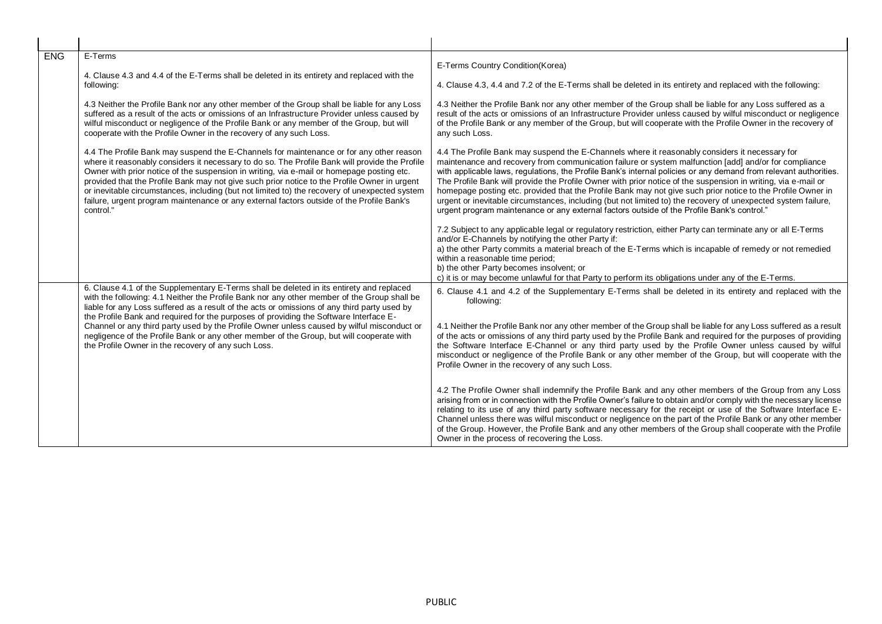| | | |
|---|---|---|
| | | |
| ENG | E-Terms<br><br>4. Clause 4.3 and 4.4 of the E-Terms shall be deleted in its entirety and replaced with the following:<br><br>4.3 Neither the Profile Bank nor any other member of the Group shall be liable for any Loss suffered as a result of the acts or omissions of an Infrastructure Provider unless caused by wilful misconduct or negligence of the Profile Bank or any member of the Group, but will cooperate with the Profile Owner in the recovery of any such Loss.<br><br>4.4 The Profile Bank may suspend the E-Channels for maintenance or for any other reason where it reasonably considers it necessary to do so. The Profile Bank will provide the Profile Owner with prior notice of the suspension in writing, via e-mail or homepage posting etc. provided that the Profile Bank may not give such prior notice to the Profile Owner in urgent or inevitable circumstances, including (but not limited to) the recovery of unexpected system failure, urgent program maintenance or any external factors outside of the Profile Bank's control." | E-Terms Country Condition(Korea)<br><br>4. Clause 4.3, 4.4 and 7.2 of the E-Terms shall be deleted in its entirety and replaced with the following:<br><br>4.3 Neither the Profile Bank nor any other member of the Group shall be liable for any Loss suffered as a result of the acts or omissions of an Infrastructure Provider unless caused by wilful misconduct or negligence of the Profile Bank or any member of the Group, but will cooperate with the Profile Owner in the recovery of any such Loss.<br><br>4.4 The Profile Bank may suspend the E-Channels where it reasonably considers it necessary for maintenance and recovery from communication failure or system malfunction [add] and/or for compliance with applicable laws, regulations, the Profile Bank's internal policies or any demand from relevant authorities. The Profile Bank will provide the Profile Owner with prior notice of the suspension in writing, via e-mail or homepage posting etc. provided that the Profile Bank may not give such prior notice to the Profile Owner in urgent or inevitable circumstances, including (but not limited to) the recovery of unexpected system failure, urgent program maintenance or any external factors outside of the Profile Bank's control."<br><br>7.2 Subject to any applicable legal or regulatory restriction, either Party can terminate any or all E-Terms and/or E-Channels by notifying the other Party if:<br>a) the other Party commits a material breach of the E-Terms which is incapable of remedy or not remedied within a reasonable time period;<br>b) the other Party becomes insolvent; or<br>c) it is or may become unlawful for that Party to perform its obligations under any of the E-Terms. |
| | 6. Clause 4.1 of the Supplementary E-Terms shall be deleted in its entirety and replaced with the following: 4.1 Neither the Profile Bank nor any other member of the Group shall be liable for any Loss suffered as a result of the acts or omissions of any third party used by the Profile Bank and required for the purposes of providing the Software Interface E-Channel or any third party used by the Profile Owner unless caused by wilful misconduct or negligence of the Profile Bank or any other member of the Group, but will cooperate with the Profile Owner in the recovery of any such Loss. | 6. Clause 4.1 and 4.2 of the Supplementary E-Terms shall be deleted in its entirety and replaced with the following:<br><br>4.1 Neither the Profile Bank nor any other member of the Group shall be liable for any Loss suffered as a result of the acts or omissions of any third party used by the Profile Bank and required for the purposes of providing the Software Interface E-Channel or any third party used by the Profile Owner unless caused by wilful misconduct or negligence of the Profile Bank or any other member of the Group, but will cooperate with the Profile Owner in the recovery of any such Loss.<br><br>4.2 The Profile Owner shall indemnify the Profile Bank and any other members of the Group from any Loss arising from or in connection with the Profile Owner's failure to obtain and/or comply with the necessary license relating to its use of any third party software necessary for the receipt or use of the Software Interface E-Channel unless there was wilful misconduct or negligence on the part of the Profile Bank or any other member of the Group. However, the Profile Bank and any other members of the Group shall cooperate with the Profile Owner in the process of recovering the Loss. |

PUBLIC